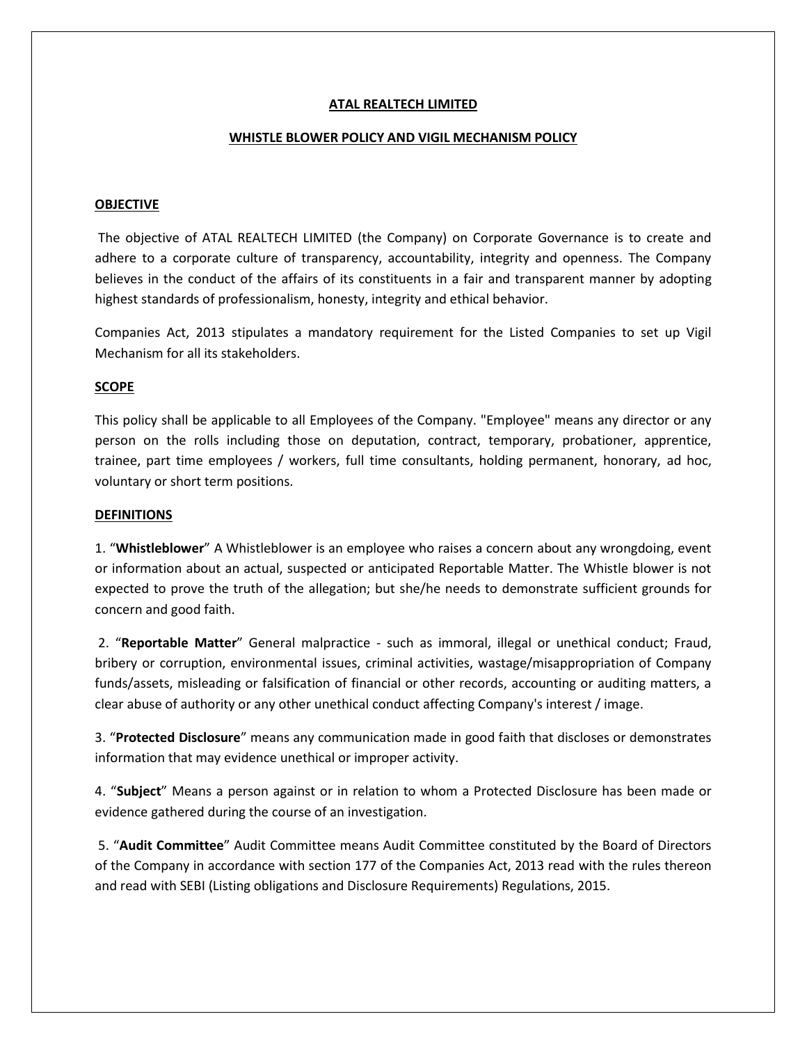# ATAL REALTECH LIMITED

## WHISTLE BLOWER POLICY AND VIGIL MECHANISM POLICY

### OBJECTIVE

The objective of ATAL REALTECH LIMITED (the Company) on Corporate Governance is to create and adhere to a corporate culture of transparency, accountability, integrity and openness. The Company believes in the conduct of the affairs of its constituents in a fair and transparent manner by adopting highest standards of professionalism, honesty, integrity and ethical behavior.

Companies Act, 2013 stipulates a mandatory requirement for the Listed Companies to set up Vigil Mechanism for all its stakeholders.

### SCOPE

This policy shall be applicable to all Employees of the Company. "Employee" means any director or any person on the rolls including those on deputation, contract, temporary, probationer, apprentice, trainee, part time employees / workers, full time consultants, holding permanent, honorary, ad hoc, voluntary or short term positions.

### DEFINITIONS

1. "**Whistleblower**" A Whistleblower is an employee who raises a concern about any wrongdoing, event or information about an actual, suspected or anticipated Reportable Matter. The Whistle blower is not expected to prove the truth of the allegation; but she/he needs to demonstrate sufficient grounds for concern and good faith.

2. "**Reportable Matter**" General malpractice - such as immoral, illegal or unethical conduct; Fraud, bribery or corruption, environmental issues, criminal activities, wastage/misappropriation of Company funds/assets, misleading or falsification of financial or other records, accounting or auditing matters, a clear abuse of authority or any other unethical conduct affecting Company's interest / image.

3. "**Protected Disclosure**" means any communication made in good faith that discloses or demonstrates information that may evidence unethical or improper activity.

4. "**Subject**" Means a person against or in relation to whom a Protected Disclosure has been made or evidence gathered during the course of an investigation.

5. "**Audit Committee**" Audit Committee means Audit Committee constituted by the Board of Directors of the Company in accordance with section 177 of the Companies Act, 2013 read with the rules thereon and read with SEBI (Listing obligations and Disclosure Requirements) Regulations, 2015.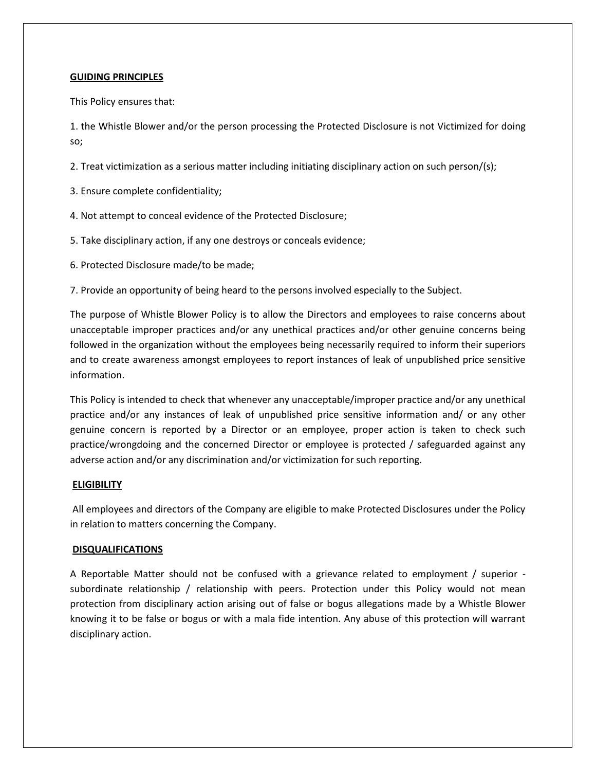## **GUIDING PRINCIPLES**

This Policy ensures that:

1. the Whistle Blower and/or the person processing the Protected Disclosure is not Victimized for doing so;

2. Treat victimization as a serious matter including initiating disciplinary action on such person/(s);

3. Ensure complete confidentiality;

4. Not attempt to conceal evidence of the Protected Disclosure;

5. Take disciplinary action, if any one destroys or conceals evidence;

6. Protected Disclosure made/to be made;

7. Provide an opportunity of being heard to the persons involved especially to the Subject.

The purpose of Whistle Blower Policy is to allow the Directors and employees to raise concerns about unacceptable improper practices and/or any unethical practices and/or other genuine concerns being followed in the organization without the employees being necessarily required to inform their superiors and to create awareness amongst employees to report instances of leak of unpublished price sensitive information.

This Policy is intended to check that whenever any unacceptable/improper practice and/or any unethical practice and/or any instances of leak of unpublished price sensitive information and/ or any other genuine concern is reported by a Director or an employee, proper action is taken to check such practice/wrongdoing and the concerned Director or employee is protected / safeguarded against any adverse action and/or any discrimination and/or victimization for such reporting.

## **ELIGIBILITY**

All employees and directors of the Company are eligible to make Protected Disclosures under the Policy in relation to matters concerning the Company.

## **DISQUALIFICATIONS**

A Reportable Matter should not be confused with a grievance related to employment / superior - subordinate relationship / relationship with peers. Protection under this Policy would not mean protection from disciplinary action arising out of false or bogus allegations made by a Whistle Blower knowing it to be false or bogus or with a mala fide intention. Any abuse of this protection will warrant disciplinary action.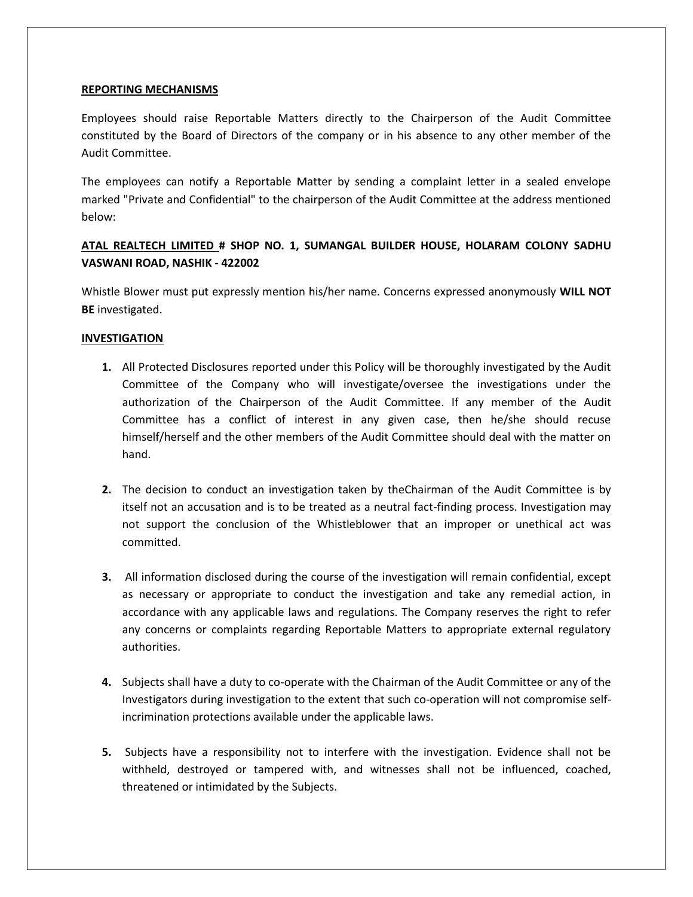## REPORTING MECHANISMS

Employees should raise Reportable Matters directly to the Chairperson of the Audit Committee constituted by the Board of Directors of the company or in his absence to any other member of the Audit Committee.

The employees can notify a Reportable Matter by sending a complaint letter in a sealed envelope marked "Private and Confidential" to the chairperson of the Audit Committee at the address mentioned below:

**ATAL REALTECH LIMITED # SHOP NO. 1, SUMANGAL BUILDER HOUSE, HOLARAM COLONY SADHU VASWANI ROAD, NASHIK - 422002**

Whistle Blower must put expressly mention his/her name. Concerns expressed anonymously **WILL NOT BE** investigated.

## INVESTIGATION

1. All Protected Disclosures reported under this Policy will be thoroughly investigated by the Audit Committee of the Company who will investigate/oversee the investigations under the authorization of the Chairperson of the Audit Committee. If any member of the Audit Committee has a conflict of interest in any given case, then he/she should recuse himself/herself and the other members of the Audit Committee should deal with the matter on hand.

2. The decision to conduct an investigation taken by theChairman of the Audit Committee is by itself not an accusation and is to be treated as a neutral fact-finding process. Investigation may not support the conclusion of the Whistleblower that an improper or unethical act was committed.

3. All information disclosed during the course of the investigation will remain confidential, except as necessary or appropriate to conduct the investigation and take any remedial action, in accordance with any applicable laws and regulations. The Company reserves the right to refer any concerns or complaints regarding Reportable Matters to appropriate external regulatory authorities.

4. Subjects shall have a duty to co-operate with the Chairman of the Audit Committee or any of the Investigators during investigation to the extent that such co-operation will not compromise self-incrimination protections available under the applicable laws.

5. Subjects have a responsibility not to interfere with the investigation. Evidence shall not be withheld, destroyed or tampered with, and witnesses shall not be influenced, coached, threatened or intimidated by the Subjects.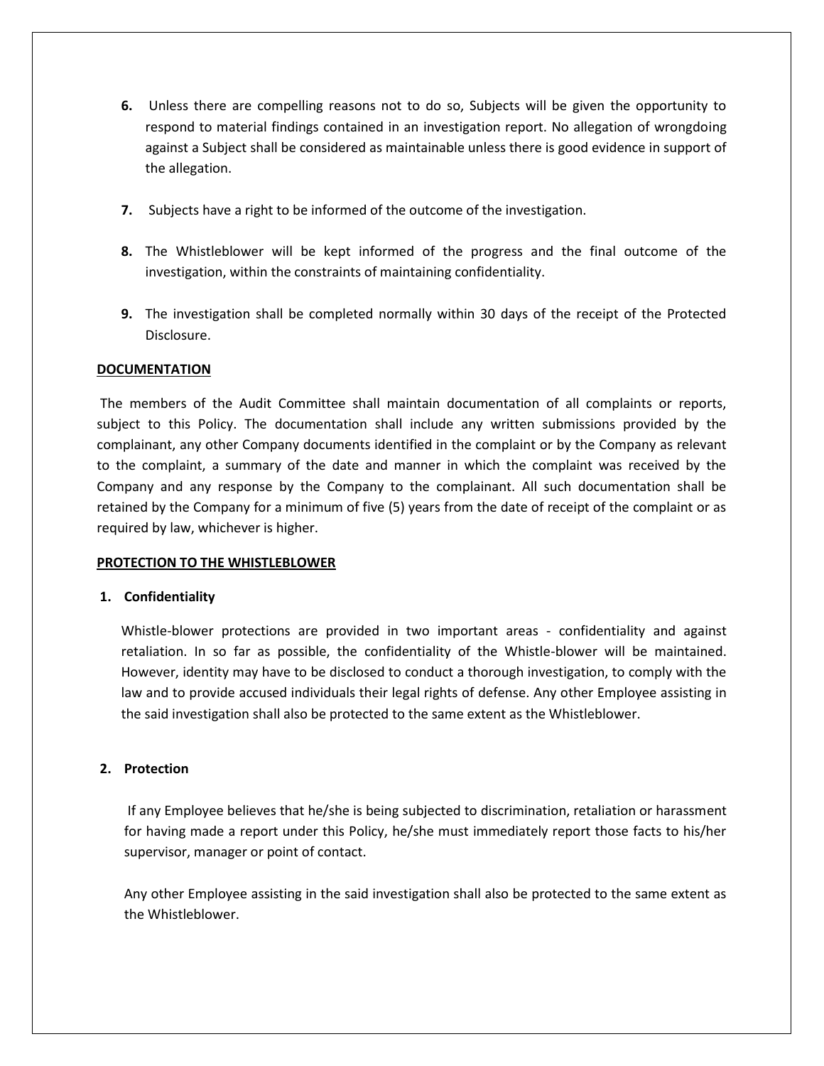6. Unless there are compelling reasons not to do so, Subjects will be given the opportunity to respond to material findings contained in an investigation report. No allegation of wrongdoing against a Subject shall be considered as maintainable unless there is good evidence in support of the allegation.

7. Subjects have a right to be informed of the outcome of the investigation.

8. The Whistleblower will be kept informed of the progress and the final outcome of the investigation, within the constraints of maintaining confidentiality.

9. The investigation shall be completed normally within 30 days of the receipt of the Protected Disclosure.

## DOCUMENTATION

The members of the Audit Committee shall maintain documentation of all complaints or reports, subject to this Policy. The documentation shall include any written submissions provided by the complainant, any other Company documents identified in the complaint or by the Company as relevant to the complaint, a summary of the date and manner in which the complaint was received by the Company and any response by the Company to the complainant. All such documentation shall be retained by the Company for a minimum of five (5) years from the date of receipt of the complaint or as required by law, whichever is higher.

## PROTECTION TO THE WHISTLEBLOWER

### 1. Confidentiality

Whistle-blower protections are provided in two important areas - confidentiality and against retaliation. In so far as possible, the confidentiality of the Whistle-blower will be maintained. However, identity may have to be disclosed to conduct a thorough investigation, to comply with the law and to provide accused individuals their legal rights of defense. Any other Employee assisting in the said investigation shall also be protected to the same extent as the Whistleblower.

### 2. Protection

If any Employee believes that he/she is being subjected to discrimination, retaliation or harassment for having made a report under this Policy, he/she must immediately report those facts to his/her supervisor, manager or point of contact.

Any other Employee assisting in the said investigation shall also be protected to the same extent as the Whistleblower.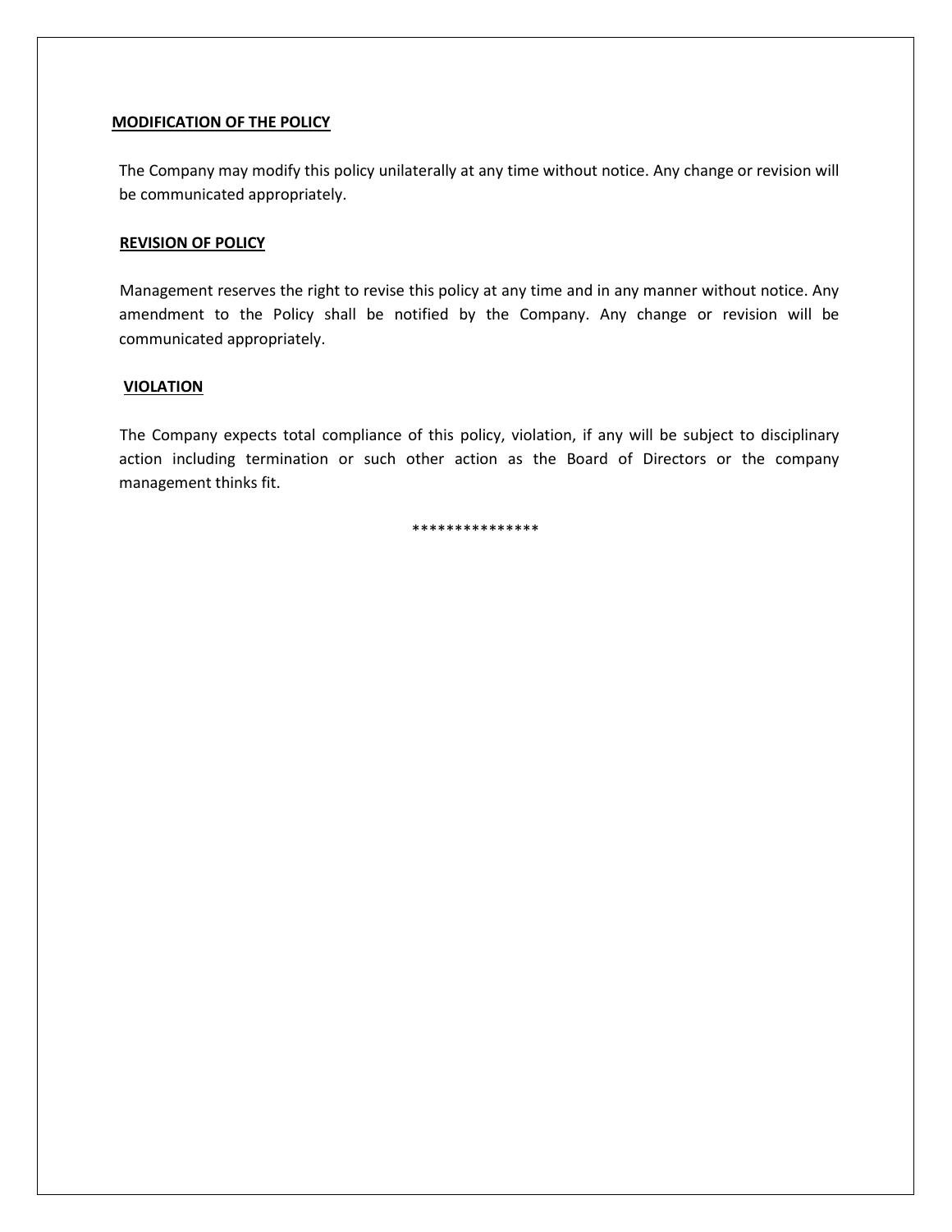**MODIFICATION OF THE POLICY**

The Company may modify this policy unilaterally at any time without notice. Any change or revision will be communicated appropriately.

**REVISION OF POLICY**

Management reserves the right to revise this policy at any time and in any manner without notice. Any amendment to the Policy shall be notified by the Company. Any change or revision will be communicated appropriately.

**VIOLATION**

The Company expects total compliance of this policy, violation, if any will be subject to disciplinary action including termination or such other action as the Board of Directors or the company management thinks fit.

***************